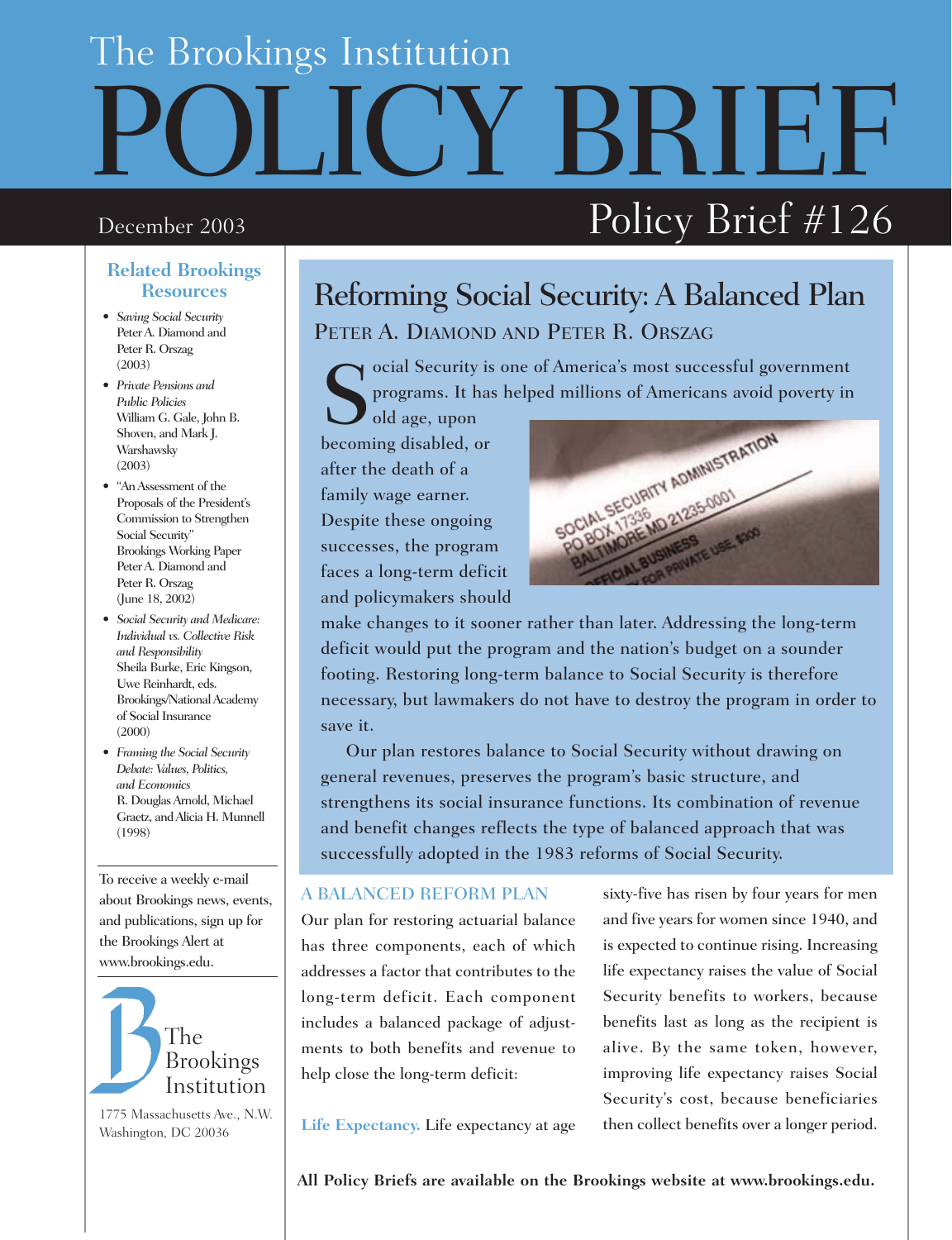# The Brookings Institution POLICY BRIEF

December 2003

Policy Brief #126

## Related Brookings Resources

- *Saving Social Security*
  Peter A. Diamond and Peter R. Orszag
  (2003)
- *Private Pensions and Public Policies*
  William G. Gale, John B. Shoven, and Mark J. Warshawsky
  (2003)
- "An Assessment of the Proposals of the President's Commission to Strengthen Social Security"
  Brookings Working Paper
  Peter A. Diamond and Peter R. Orszag
  (June 18, 2002)
- *Social Security and Medicare: Individual vs. Collective Risk and Responsibility*
  Sheila Burke, Eric Kingson, Uwe Reinhardt, eds.
  Brookings/National Academy of Social Insurance
  (2000)
- *Framing the Social Security Debate: Values, Politics, and Economics*
  R. Douglas Arnold, Michael Graetz, and Alicia H. Munnell
  (1998)

To receive a weekly e-mail about Brookings news, events, and publications, sign up for the Brookings Alert at www.brookings.edu.

The Brookings Institution
1775 Massachusetts Ave., N.W.
Washington, DC 20036

# Reforming Social Security: A Balanced Plan

PETER A. DIAMOND AND PETER R. ORSZAG

Social Security is one of America's most successful government programs. It has helped millions of Americans avoid poverty in old age, upon becoming disabled, or after the death of a family wage earner. Despite these ongoing successes, the program faces a long-term deficit and policymakers should make changes to it sooner rather than later. Addressing the long-term deficit would put the program and the nation's budget on a sounder footing. Restoring long-term balance to Social Security is therefore necessary, but lawmakers do not have to destroy the program in order to save it.

Our plan restores balance to Social Security without drawing on general revenues, preserves the program's basic structure, and strengthens its social insurance functions. Its combination of revenue and benefit changes reflects the type of balanced approach that was successfully adopted in the 1983 reforms of Social Security.

## A BALANCED REFORM PLAN

Our plan for restoring actuarial balance has three components, each of which addresses a factor that contributes to the long-term deficit. Each component includes a balanced package of adjustments to both benefits and revenue to help close the long-term deficit:

**Life Expectancy.** Life expectancy at age sixty-five has risen by four years for men and five years for women since 1940, and is expected to continue rising. Increasing life expectancy raises the value of Social Security benefits to workers, because benefits last as long as the recipient is alive. By the same token, however, improving life expectancy raises Social Security's cost, because beneficiaries then collect benefits over a longer period.

**All Policy Briefs are available on the Brookings website at www.brookings.edu.**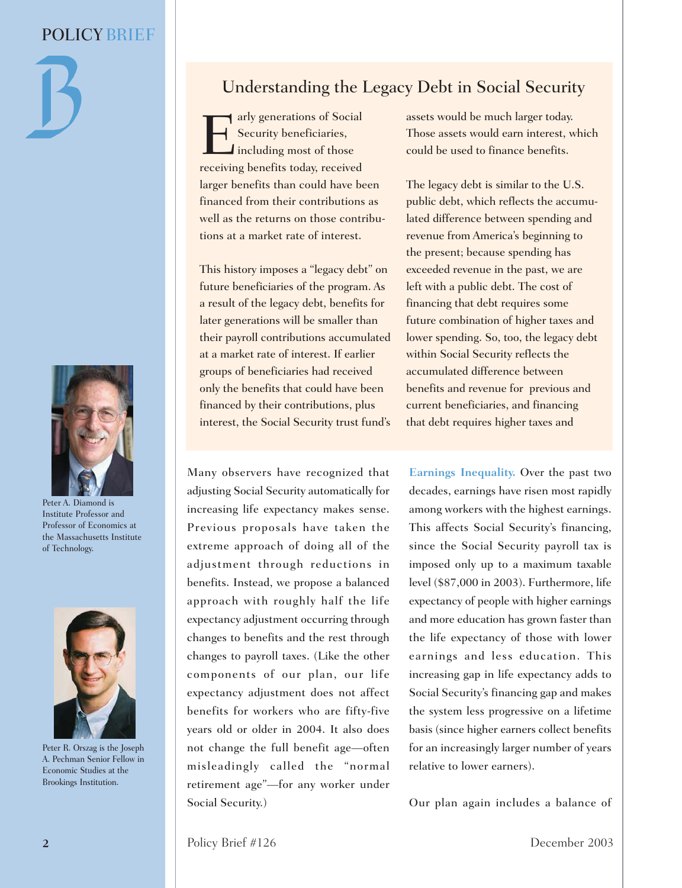## Understanding the Legacy Debt in Social Security

Early generations of Social Security beneficiaries, including most of those receiving benefits today, received larger benefits than could have been financed from their contributions as well as the returns on those contributions at a market rate of interest.

This history imposes a "legacy debt" on future beneficiaries of the program. As a result of the legacy debt, benefits for later generations will be smaller than their payroll contributions accumulated at a market rate of interest. If earlier groups of beneficiaries had received only the benefits that could have been financed by their contributions, plus interest, the Social Security trust fund's assets would be much larger today. Those assets would earn interest, which could be used to finance benefits.

The legacy debt is similar to the U.S. public debt, which reflects the accumulated difference between spending and revenue from America's beginning to the present; because spending has exceeded revenue in the past, we are left with a public debt. The cost of financing that debt requires some future combination of higher taxes and lower spending. So, too, the legacy debt within Social Security reflects the accumulated difference between benefits and revenue for previous and current beneficiaries, and financing that debt requires higher taxes and

Peter A. Diamond is Institute Professor and Professor of Economics at the Massachusetts Institute of Technology.

Peter R. Orszag is the Joseph A. Pechman Senior Fellow in Economic Studies at the Brookings Institution.

Many observers have recognized that adjusting Social Security automatically for increasing life expectancy makes sense. Previous proposals have taken the extreme approach of doing all of the adjustment through reductions in benefits. Instead, we propose a balanced approach with roughly half the life expectancy adjustment occurring through changes to benefits and the rest through changes to payroll taxes. (Like the other components of our plan, our life expectancy adjustment does not affect benefits for workers who are fifty-five years old or older in 2004. It also does not change the full benefit age—often misleadingly called the "normal retirement age"—for any worker under Social Security.)

**Earnings Inequality.** Over the past two decades, earnings have risen most rapidly among workers with the highest earnings. This affects Social Security's financing, since the Social Security payroll tax is imposed only up to a maximum taxable level ($87,000 in 2003). Furthermore, life expectancy of people with higher earnings and more education has grown faster than the life expectancy of those with lower earnings and less education. This increasing gap in life expectancy adds to Social Security's financing gap and makes the system less progressive on a lifetime basis (since higher earners collect benefits for an increasingly larger number of years relative to lower earners).

Our plan again includes a balance of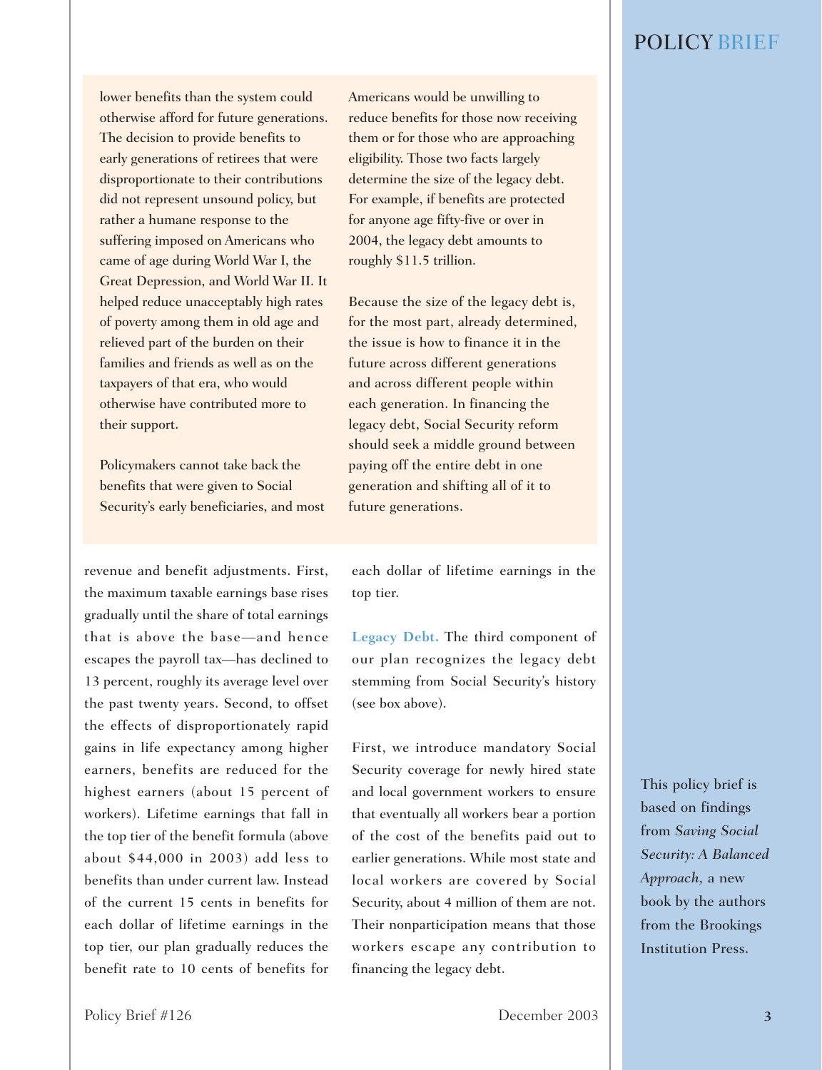lower benefits than the system could otherwise afford for future generations. The decision to provide benefits to early generations of retirees that were disproportionate to their contributions did not represent unsound policy, but rather a humane response to the suffering imposed on Americans who came of age during World War I, the Great Depression, and World War II. It helped reduce unacceptably high rates of poverty among them in old age and relieved part of the burden on their families and friends as well as on the taxpayers of that era, who would otherwise have contributed more to their support.

Policymakers cannot take back the benefits that were given to Social Security's early beneficiaries, and most Americans would be unwilling to reduce benefits for those now receiving them or for those who are approaching eligibility. Those two facts largely determine the size of the legacy debt. For example, if benefits are protected for anyone age fifty-five or over in 2004, the legacy debt amounts to roughly $11.5 trillion.

Because the size of the legacy debt is, for the most part, already determined, the issue is how to finance it in the future across different generations and across different people within each generation. In financing the legacy debt, Social Security reform should seek a middle ground between paying off the entire debt in one generation and shifting all of it to future generations.

---

revenue and benefit adjustments. First, the maximum taxable earnings base rises gradually until the share of total earnings that is above the base—and hence escapes the payroll tax—has declined to 13 percent, roughly its average level over the past twenty years. Second, to offset the effects of disproportionately rapid gains in life expectancy among higher earners, benefits are reduced for the highest earners (about 15 percent of workers). Lifetime earnings that fall in the top tier of the benefit formula (above about $44,000 in 2003) add less to benefits than under current law. Instead of the current 15 cents in benefits for each dollar of lifetime earnings in the top tier, our plan gradually reduces the benefit rate to 10 cents of benefits for each dollar of lifetime earnings in the top tier.

**Legacy Debt.** The third component of our plan recognizes the legacy debt stemming from Social Security's history (see box above).

First, we introduce mandatory Social Security coverage for newly hired state and local government workers to ensure that eventually all workers bear a portion of the cost of the benefits paid out to earlier generations. While most state and local workers are covered by Social Security, about 4 million of them are not. Their nonparticipation means that those workers escape any contribution to financing the legacy debt.

This policy brief is based on findings from *Saving Social Security: A Balanced Approach,* a new book by the authors from the Brookings Institution Press.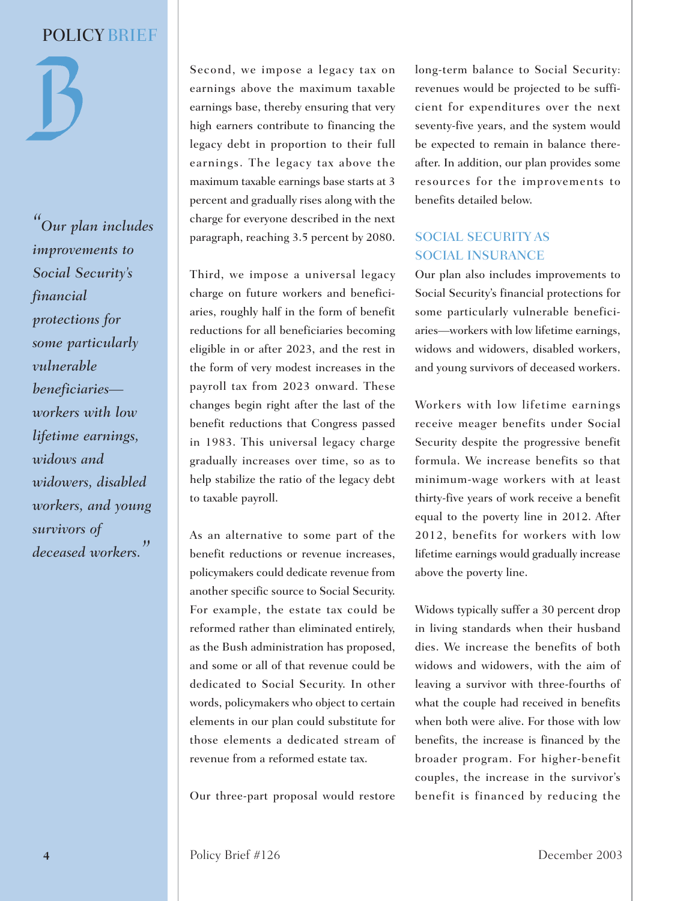> *"Our plan includes improvements to Social Security's financial protections for some particularly vulnerable beneficiaries—workers with low lifetime earnings, widows and widowers, disabled workers, and young survivors of deceased workers."*

Second, we impose a legacy tax on earnings above the maximum taxable earnings base, thereby ensuring that very high earners contribute to financing the legacy debt in proportion to their full earnings. The legacy tax above the maximum taxable earnings base starts at 3 percent and gradually rises along with the charge for everyone described in the next paragraph, reaching 3.5 percent by 2080.

Third, we impose a universal legacy charge on future workers and beneficiaries, roughly half in the form of benefit reductions for all beneficiaries becoming eligible in or after 2023, and the rest in the form of very modest increases in the payroll tax from 2023 onward. These changes begin right after the last of the benefit reductions that Congress passed in 1983. This universal legacy charge gradually increases over time, so as to help stabilize the ratio of the legacy debt to taxable payroll.

As an alternative to some part of the benefit reductions or revenue increases, policymakers could dedicate revenue from another specific source to Social Security. For example, the estate tax could be reformed rather than eliminated entirely, as the Bush administration has proposed, and some or all of that revenue could be dedicated to Social Security. In other words, policymakers who object to certain elements in our plan could substitute for those elements a dedicated stream of revenue from a reformed estate tax.

Our three-part proposal would restore long-term balance to Social Security: revenues would be projected to be sufficient for expenditures over the next seventy-five years, and the system would be expected to remain in balance thereafter. In addition, our plan provides some resources for the improvements to benefits detailed below.

## SOCIAL SECURITY AS SOCIAL INSURANCE

Our plan also includes improvements to Social Security's financial protections for some particularly vulnerable beneficiaries—workers with low lifetime earnings, widows and widowers, disabled workers, and young survivors of deceased workers.

Workers with low lifetime earnings receive meager benefits under Social Security despite the progressive benefit formula. We increase benefits so that minimum-wage workers with at least thirty-five years of work receive a benefit equal to the poverty line in 2012. After 2012, benefits for workers with low lifetime earnings would gradually increase above the poverty line.

Widows typically suffer a 30 percent drop in living standards when their husband dies. We increase the benefits of both widows and widowers, with the aim of leaving a survivor with three-fourths of what the couple had received in benefits when both were alive. For those with low benefits, the increase is financed by the broader program. For higher-benefit couples, the increase in the survivor's benefit is financed by reducing the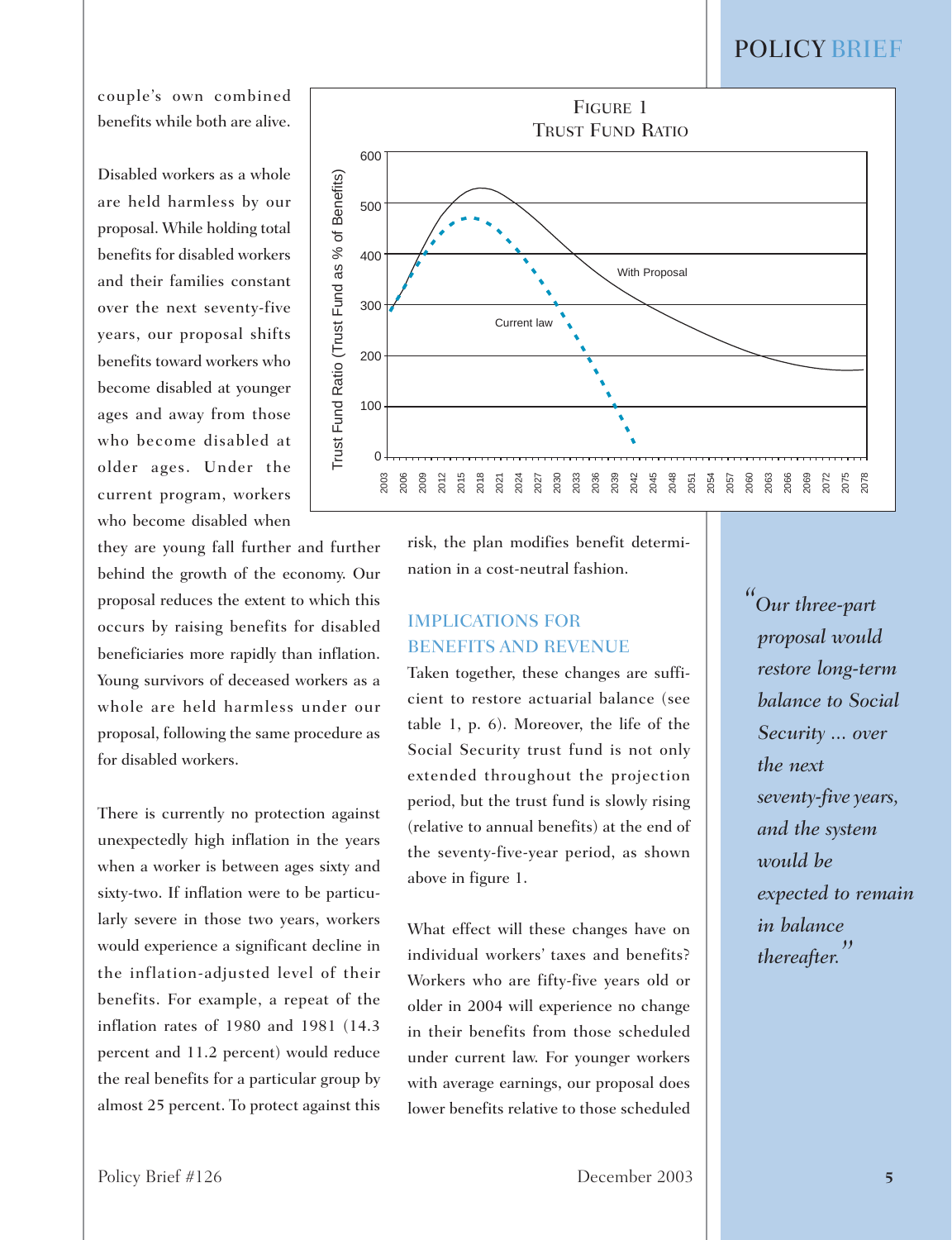couple's own combined benefits while both are alive.

Disabled workers as a whole are held harmless by our proposal. While holding total benefits for disabled workers and their families constant over the next seventy-five years, our proposal shifts benefits toward workers who become disabled at younger ages and away from those who become disabled at older ages. Under the current program, workers who become disabled when they are young fall further and further behind the growth of the economy. Our proposal reduces the extent to which this occurs by raising benefits for disabled beneficiaries more rapidly than inflation. Young survivors of deceased workers as a whole are held harmless under our proposal, following the same procedure as for disabled workers.

There is currently no protection against unexpectedly high inflation in the years when a worker is between ages sixty and sixty-two. If inflation were to be particularly severe in those two years, workers would experience a significant decline in the inflation-adjusted level of their benefits. For example, a repeat of the inflation rates of 1980 and 1981 (14.3 percent and 11.2 percent) would reduce the real benefits for a particular group by almost 25 percent. To protect against this risk, the plan modifies benefit determination in a cost-neutral fashion.

FIGURE 1
TRUST FUND RATIO

## IMPLICATIONS FOR BENEFITS AND REVENUE

Taken together, these changes are sufficient to restore actuarial balance (see table 1, p. 6). Moreover, the life of the Social Security trust fund is not only extended throughout the projection period, but the trust fund is slowly rising (relative to annual benefits) at the end of the seventy-five-year period, as shown above in figure 1.

What effect will these changes have on individual workers' taxes and benefits? Workers who are fifty-five years old or older in 2004 will experience no change in their benefits from those scheduled under current law. For younger workers with average earnings, our proposal does lower benefits relative to those scheduled

> *"Our three-part proposal would restore long-term balance to Social Security ... over the next seventy-five years, and the system would be expected to remain in balance thereafter."*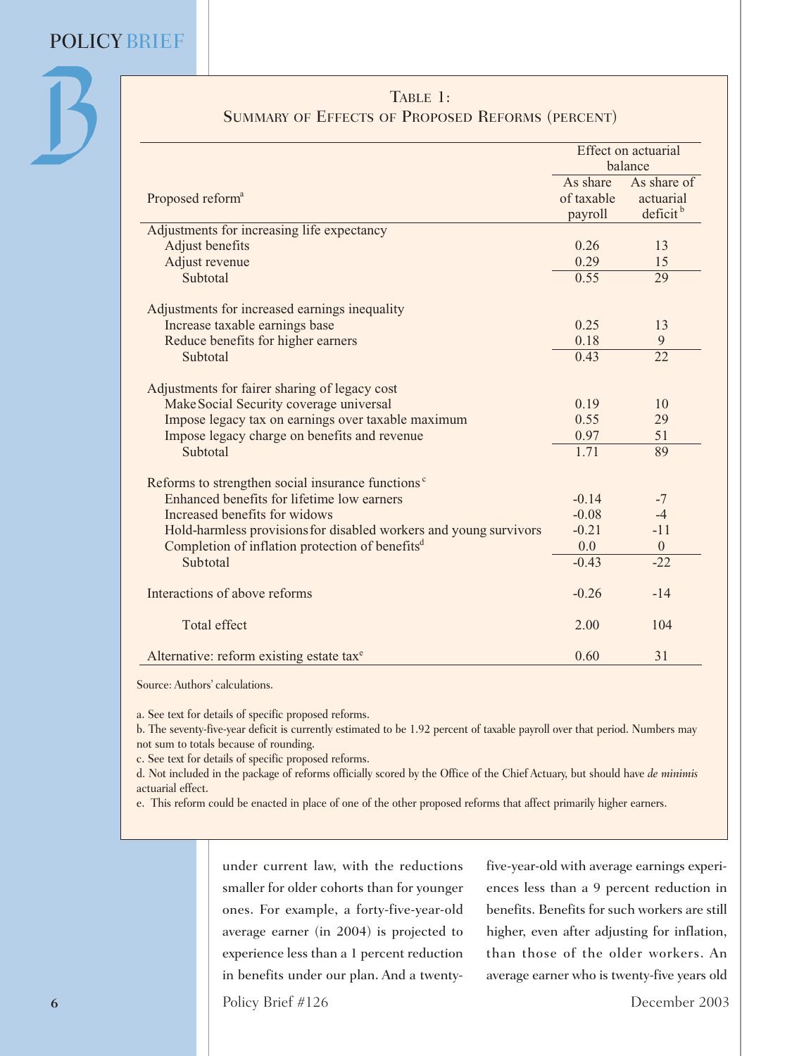### Table 1:
### Summary of Effects of Proposed Reforms (percent)

| Proposed reform[a] | Effect on actuarial balance | |
|---|---|---|
| | As share of taxable payroll | As share of actuarial deficit[b] |
| **Adjustments for increasing life expectancy** | | |
| Adjust benefits | 0.26 | 13 |
| Adjust revenue | 0.29 | 15 |
| Subtotal | 0.55 | 29 |
| **Adjustments for increased earnings inequality** | | |
| Increase taxable earnings base | 0.25 | 13 |
| Reduce benefits for higher earners | 0.18 | 9 |
| Subtotal | 0.43 | 22 |
| **Adjustments for fairer sharing of legacy cost** | | |
| Make Social Security coverage universal | 0.19 | 10 |
| Impose legacy tax on earnings over taxable maximum | 0.55 | 29 |
| Impose legacy charge on benefits and revenue | 0.97 | 51 |
| Subtotal | 1.71 | 89 |
| **Reforms to strengthen social insurance functions**[c] | | |
| Enhanced benefits for lifetime low earners | -0.14 | -7 |
| Increased benefits for widows | -0.08 | -4 |
| Hold-harmless provisions for disabled workers and young survivors | -0.21 | -11 |
| Completion of inflation protection of benefits[d] | 0.0 | 0 |
| Subtotal | -0.43 | -22 |
| Interactions of above reforms | -0.26 | -14 |
| Total effect | 2.00 | 104 |
| Alternative: reform existing estate tax[e] | 0.60 | 31 |

Source: Authors' calculations.

a. See text for details of specific proposed reforms.
b. The seventy-five-year deficit is currently estimated to be 1.92 percent of taxable payroll over that period. Numbers may not sum to totals because of rounding.
c. See text for details of specific proposed reforms.
d. Not included in the package of reforms officially scored by the Office of the Chief Actuary, but should have *de minimis* actuarial effect.
e. This reform could be enacted in place of one of the other proposed reforms that affect primarily higher earners.

under current law, with the reductions smaller for older cohorts than for younger ones. For example, a forty-five-year-old average earner (in 2004) is projected to experience less than a 1 percent reduction in benefits under our plan. And a twenty-five-year-old with average earnings experiences less than a 9 percent reduction in benefits. Benefits for such workers are still higher, even after adjusting for inflation, than those of the older workers. An average earner who is twenty-five years old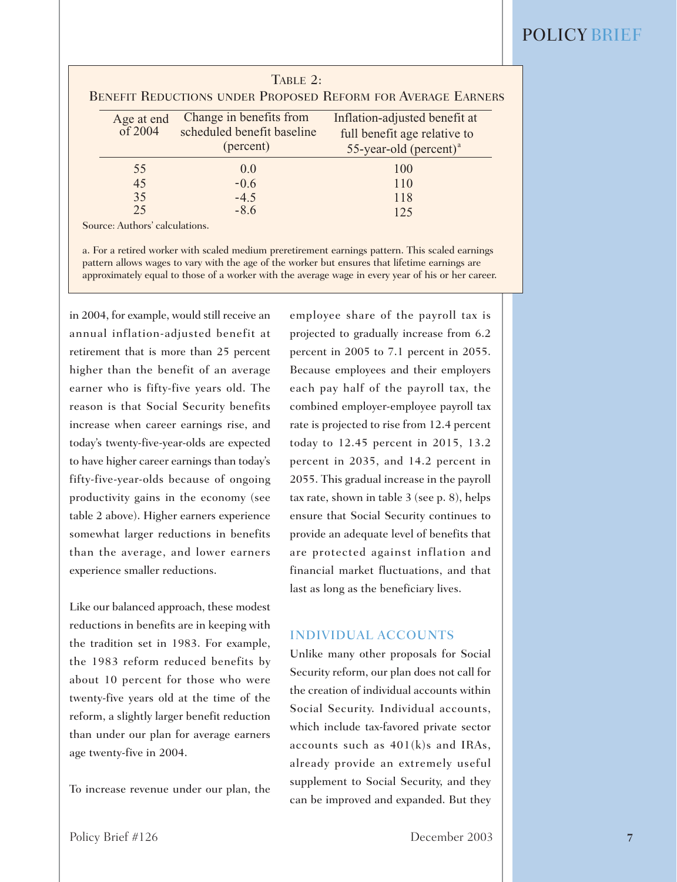**Table 2: Benefit Reductions under Proposed Reform for Average Earners**

| Age at end of 2004 | Change in benefits from scheduled benefit baseline (percent) | Inflation-adjusted benefit at full benefit age relative to 55-year-old (percent)[a] |
|---|---|---|
| 55 | 0.0 | 100 |
| 45 | -0.6 | 110 |
| 35 | -4.5 | 118 |
| 25 | -8.6 | 125 |

Source: Authors' calculations.

a. For a retired worker with scaled medium preretirement earnings pattern. This scaled earnings pattern allows wages to vary with the age of the worker but ensures that lifetime earnings are approximately equal to those of a worker with the average wage in every year of his or her career.

in 2004, for example, would still receive an annual inflation-adjusted benefit at retirement that is more than 25 percent higher than the benefit of an average earner who is fifty-five years old. The reason is that Social Security benefits increase when career earnings rise, and today's twenty-five-year-olds are expected to have higher career earnings than today's fifty-five-year-olds because of ongoing productivity gains in the economy (see table 2 above). Higher earners experience somewhat larger reductions in benefits than the average, and lower earners experience smaller reductions.

Like our balanced approach, these modest reductions in benefits are in keeping with the tradition set in 1983. For example, the 1983 reform reduced benefits by about 10 percent for those who were twenty-five years old at the time of the reform, a slightly larger benefit reduction than under our plan for average earners age twenty-five in 2004.

To increase revenue under our plan, the employee share of the payroll tax is projected to gradually increase from 6.2 percent in 2005 to 7.1 percent in 2055. Because employees and their employers each pay half of the payroll tax, the combined employer-employee payroll tax rate is projected to rise from 12.4 percent today to 12.45 percent in 2015, 13.2 percent in 2035, and 14.2 percent in 2055. This gradual increase in the payroll tax rate, shown in table 3 (see p. 8), helps ensure that Social Security continues to provide an adequate level of benefits that are protected against inflation and financial market fluctuations, and that last as long as the beneficiary lives.

## INDIVIDUAL ACCOUNTS

Unlike many other proposals for Social Security reform, our plan does not call for the creation of individual accounts within Social Security. Individual accounts, which include tax-favored private sector accounts such as 401(k)s and IRAs, already provide an extremely useful supplement to Social Security, and they can be improved and expanded. But they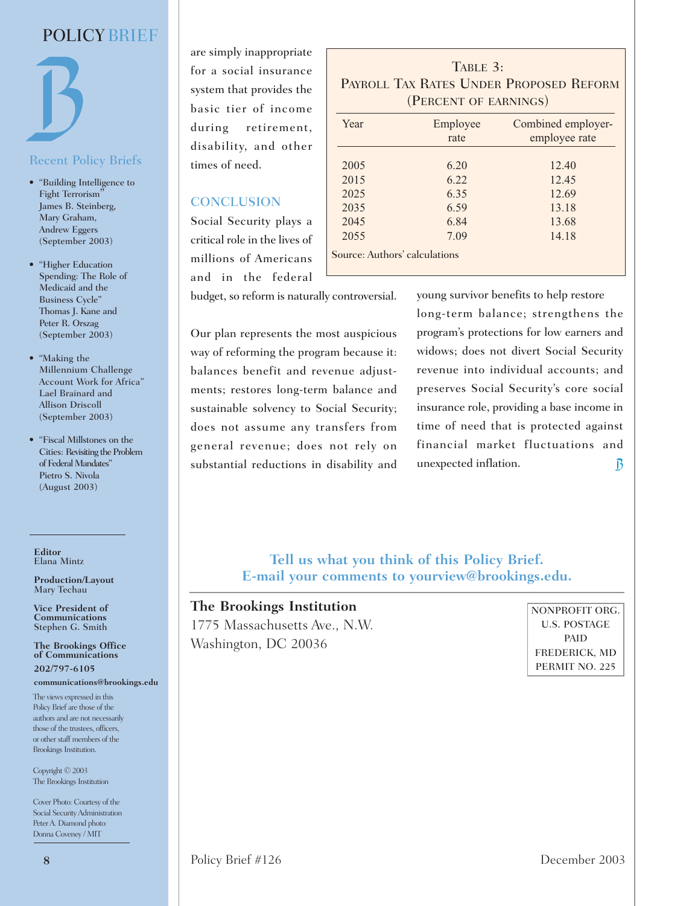are simply inappropriate for a social insurance system that provides the basic tier of income during retirement, disability, and other times of need.

## CONCLUSION

Social Security plays a critical role in the lives of millions of Americans and in the federal budget, so reform is naturally controversial.

Our plan represents the most auspicious way of reforming the program because it: balances benefit and revenue adjustments; restores long-term balance and sustainable solvency to Social Security; does not assume any transfers from general revenue; does not rely on substantial reductions in disability and young survivor benefits to help restore long-term balance; strengthens the program's protections for low earners and widows; does not divert Social Security revenue into individual accounts; and preserves Social Security's core social insurance role, providing a base income in time of need that is protected against financial market fluctuations and unexpected inflation.

**TABLE 3: PAYROLL TAX RATES UNDER PROPOSED REFORM (PERCENT OF EARNINGS)**

| Year | Employee rate | Combined employer-employee rate |
|---|---|---|
| 2005 | 6.20 | 12.40 |
| 2015 | 6.22 | 12.45 |
| 2025 | 6.35 | 12.69 |
| 2035 | 6.59 | 13.18 |
| 2045 | 6.84 | 13.68 |
| 2055 | 7.09 | 14.18 |

Source: Authors' calculations

**Tell us what you think of this Policy Brief.
E-mail your comments to yourview@brookings.edu.**

**The Brookings Institution**
1775 Massachusetts Ave., N.W.
Washington, DC 20036

NONPROFIT ORG.
U.S. POSTAGE
PAID
FREDERICK, MD
PERMIT NO. 225

## Recent Policy Briefs

- "Building Intelligence to Fight Terrorism" James B. Steinberg, Mary Graham, Andrew Eggers (September 2003)
- "Higher Education Spending: The Role of Medicaid and the Business Cycle" Thomas J. Kane and Peter R. Orszag (September 2003)
- "Making the Millennium Challenge Account Work for Africa" Lael Brainard and Allison Driscoll (September 2003)
- "Fiscal Millstones on the Cities: Revisiting the Problem of Federal Mandates" Pietro S. Nivola (August 2003)

**Editor**
Elana Mintz

**Production/Layout**
Mary Techau

**Vice President of Communications**
Stephen G. Smith

**The Brookings Office of Communications**
**202/797-6105**
**communications@brookings.edu**

The views expressed in this Policy Brief are those of the authors and are not necessarily those of the trustees, officers, or other staff members of the Brookings Institution.

Copyright © 2003
The Brookings Institution

Cover Photo: Courtesy of the Social Security Administration
Peter A. Diamond photo: Donna Coveney / MIT

Policy Brief #126 December 2003